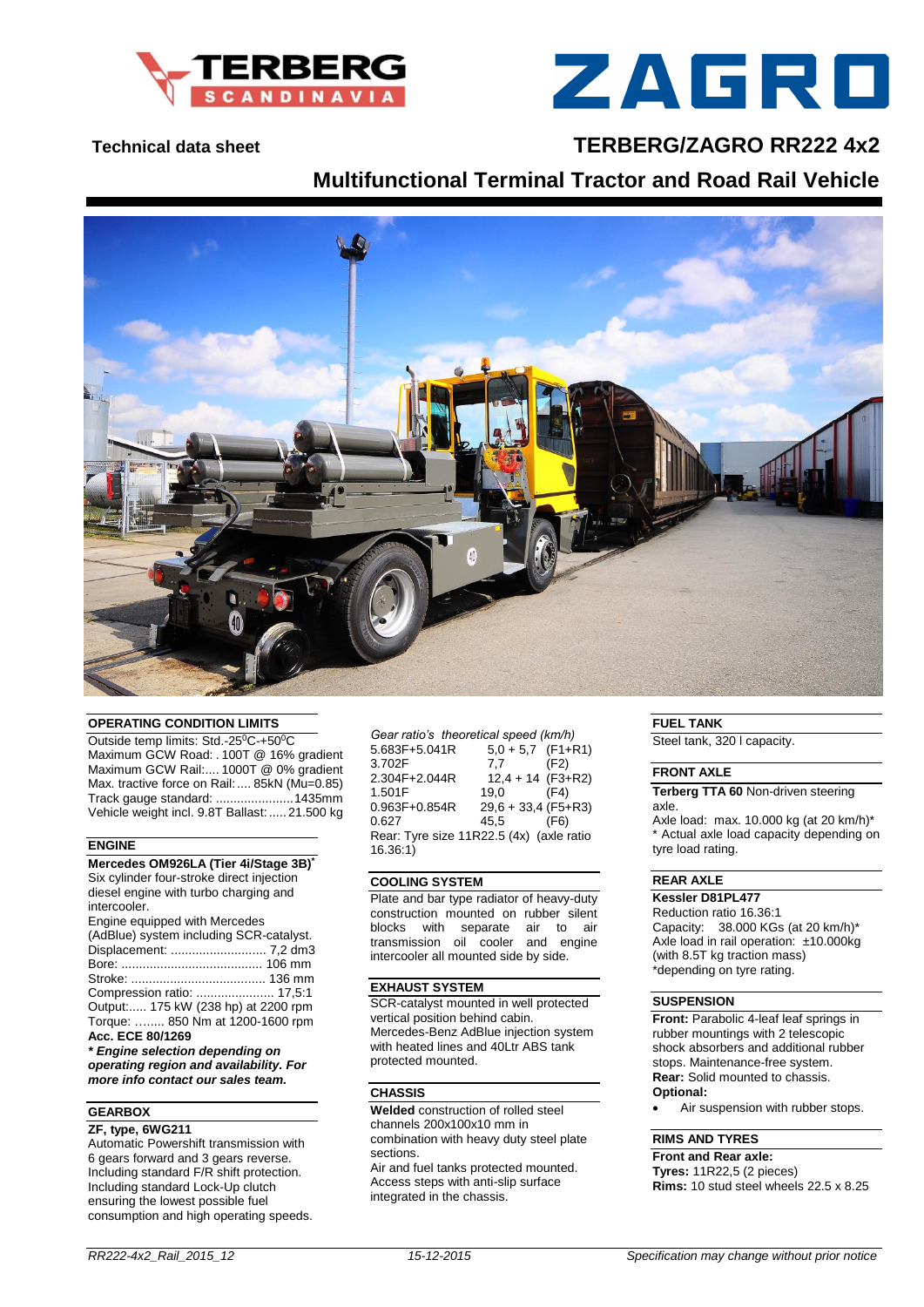Technical data sheet

# TERBERG/ZAGRO RR222 4x2

## Multifunctional Terminal Tractor and Road Rail Vehicle

### OPERATING CONDITION LIMITS

Outside temp limits: Std.-25$^0$C-+50$^0$C
Maximum GCW Road: . 100T @ 16% gradient
Maximum GCW Rail:.... 1000T @ 0% gradient
Max. tractive force on Rail:.... 85kN (Mu=0.85)
Track gauge standard: ......................1435mm
Vehicle weight incl. 9.8T Ballast:..... 21.500 kg

### ENGINE

**Mercedes OM926LA (Tier 4i/Stage 3B)***
Six cylinder four-stroke direct injection diesel engine with turbo charging and intercooler.
Engine equipped with Mercedes (AdBlue) system including SCR-catalyst.
Displacement: ........................... 7,2 dm3
Bore: ........................................ 106 mm
Stroke: ...................................... 136 mm
Compression ratio: ...................... 17,5:1
Output:..... 175 kW (238 hp) at 2200 rpm
Torque: ........ 850 Nm at 1200-1600 rpm
**Acc. ECE 80/1269**
***\* Engine selection depending on operating region and availability. For more info contact our sales team.***

### GEARBOX

**ZF, type, 6WG211**
Automatic Powershift transmission with 6 gears forward and 3 gears reverse. Including standard F/R shift protection. Including standard Lock-Up clutch ensuring the lowest possible fuel consumption and high operating speeds.

*Gear ratio's theoretical speed (km/h)*

| | | |
|---|---|---|
| 5.683F+5.041R | 5,0 + 5,7 | (F1+R1) |
| 3.702F | 7,7 | (F2) |
| 2.304F+2.044R | 12,4 + 14 | (F3+R2) |
| 1.501F | 19,0 | (F4) |
| 0.963F+0.854R | 29,6 + 33,4 | (F5+R3) |
| 0.627 | 45,5 | (F6) |

Rear: Tyre size 11R22.5 (4x) (axle ratio 16.36:1)

### COOLING SYSTEM

Plate and bar type radiator of heavy-duty construction mounted on rubber silent blocks with separate air to air transmission oil cooler and engine intercooler all mounted side by side.

### EXHAUST SYSTEM

SCR-catalyst mounted in well protected vertical position behind cabin. Mercedes-Benz AdBlue injection system with heated lines and 40Ltr ABS tank protected mounted.

### CHASSIS

**Welded** construction of rolled steel channels 200x100x10 mm in combination with heavy duty steel plate sections.
Air and fuel tanks protected mounted.
Access steps with anti-slip surface integrated in the chassis.

### FUEL TANK

Steel tank, 320 l capacity.

### FRONT AXLE

**Terberg TTA 60** Non-driven steering axle.
Axle load: max. 10.000 kg (at 20 km/h)*
\* Actual axle load capacity depending on tyre load rating.

### REAR AXLE

**Kessler D81PL477**
Reduction ratio 16.36:1
Capacity: 38.000 KGs (at 20 km/h)*
Axle load in rail operation: ±10.000kg (with 8.5T kg traction mass)
\*depending on tyre rating.

### SUSPENSION

**Front:** Parabolic 4-leaf leaf springs in rubber mountings with 2 telescopic shock absorbers and additional rubber stops. Maintenance-free system.
**Rear:** Solid mounted to chassis.
**Optional:**

- Air suspension with rubber stops.

### RIMS AND TYRES

**Front and Rear axle:**
**Tyres:** 11R22,5 (2 pieces)
**Rims:** 10 stud steel wheels 22.5 x 8.25

*RR222-4x2_Rail_2015_12* *15-12-2015* *Specification may change without prior notice*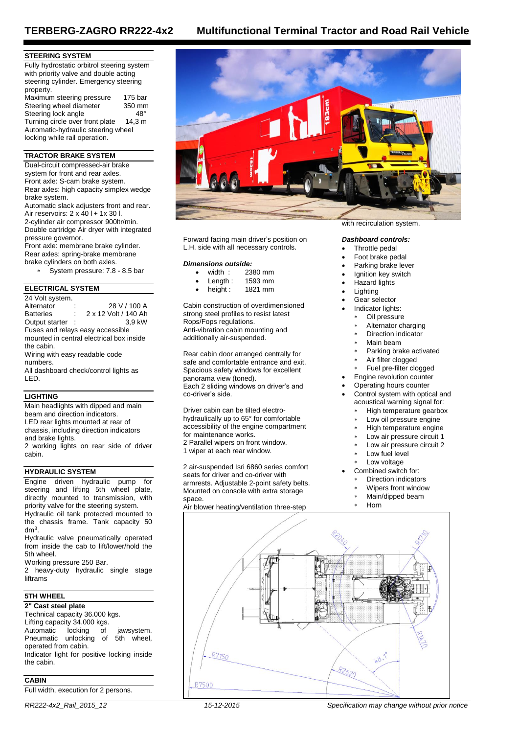# TERBERG-ZAGRO RR222-4x2 Multifunctional Terminal Tractor and Road Rail Vehicle

## STEERING SYSTEM

Fully hydrostatic orbitrol steering system with priority valve and double acting steering cylinder. Emergency steering property.

| | |
|---|---|
| Maximum steering pressure | 175 bar |
| Steering wheel diameter | 350 mm |
| Steering lock angle | 48° |
| Turning circle over front plate | 14,3 m |

Automatic-hydraulic steering wheel locking while rail operation.

## TRACTOR BRAKE SYSTEM

Dual-circuit compressed-air brake system for front and rear axles.
Front axle: S-cam brake system.
Rear axles: high capacity simplex wedge brake system.
Automatic slack adjusters front and rear.
Air reservoirs: 2 x 40 l + 1x 30 l.
2-cylinder air compressor 900ltr/min.
Double cartridge Air dryer with integrated pressure governor.
Front axle: membrane brake cylinder.
Rear axles: spring-brake membrane brake cylinders on both axles.

* System pressure: 7.8 - 8.5 bar

## ELECTRICAL SYSTEM

24 Volt system.

| | | |
|---|---|---|
| Alternator | : | 28 V / 100 A |
| Batteries | : | 2 x 12 Volt / 140 Ah |
| Output starter | : | 3,9 kW |

Fuses and relays easy accessible mounted in central electrical box inside the cabin.
Wiring with easy readable code numbers.
All dashboard check/control lights as LED.

## LIGHTING

Main headlights with dipped and main beam and direction indicators.
LED rear lights mounted at rear of chassis, including direction indicators and brake lights.
2 working lights on rear side of driver cabin.

## HYDRAULIC SYSTEM

Engine driven hydraulic pump for steering and lifting 5th wheel plate, directly mounted to transmission, with priority valve for the steering system.
Hydraulic oil tank protected mounted to the chassis frame. Tank capacity 50 $dm^3$.
Hydraulic valve pneumatically operated from inside the cab to lift/lower/hold the 5th wheel.
Working pressure 250 Bar.
2 heavy-duty hydraulic single stage liftrams

## 5TH WHEEL

**2" Cast steel plate**
Technical capacity 36.000 kgs.
Lifting capacity 34.000 kgs.
Automatic locking of jawsystem.
Pneumatic unlocking of 5th wheel, operated from cabin.
Indicator light for positive locking inside the cabin.

## CABIN

Full width, execution for 2 persons.

Forward facing main driver's position on L.H. side with all necessary controls.

***Dimensions outside:***

- width : 2380 mm
- Length : 1593 mm
- height : 1821 mm

Cabin construction of overdimensioned strong steel profiles to resist latest Rops/Fops regulations.
Anti-vibration cabin mounting and additionally air-suspended.

Rear cabin door arranged centrally for safe and comfortable entrance and exit.
Spacious safety windows for excellent panorama view (toned).
Each 2 sliding windows on driver's and co-driver's side.

Driver cabin can be tilted electro-hydraulically up to 65° for comfortable accessibility of the engine compartment for maintenance works.
2 Parallel wipers on front window.
1 wiper at each rear window.

2 air-suspended Isri 6860 series comfort seats for driver and co-driver with armrests. Adjustable 2-point safety belts. Mounted on console with extra storage space.
Air blower heating/ventilation three-step with recirculation system.

***Dashboard controls:***

- Throttle pedal
- Foot brake pedal
- Parking brake lever
- Ignition key switch
- Hazard lights
- Lighting
- Gear selector
- Indicator lights:
  * Oil pressure
  * Alternator charging
  * Direction indicator
  * Main beam
  * Parking brake activated
  * Air filter clogged
  * Fuel pre-filter clogged
- Engine revolution counter
- Operating hours counter
- Control system with optical and acoustical warning signal for:
  * High temperature gearbox
  * Low oil pressure engine
  * High temperature engine
  * Low air pressure circuit 1
  * Low air pressure circuit 2
  * Low fuel level
  * Low voltage
- Combined switch for:
  * Direction indicators
  * Wipers front window
  * Main/dipped beam
  * Horn

RR222-4x2_Rail_2015_12 15-12-2015 *Specification may change without prior notice*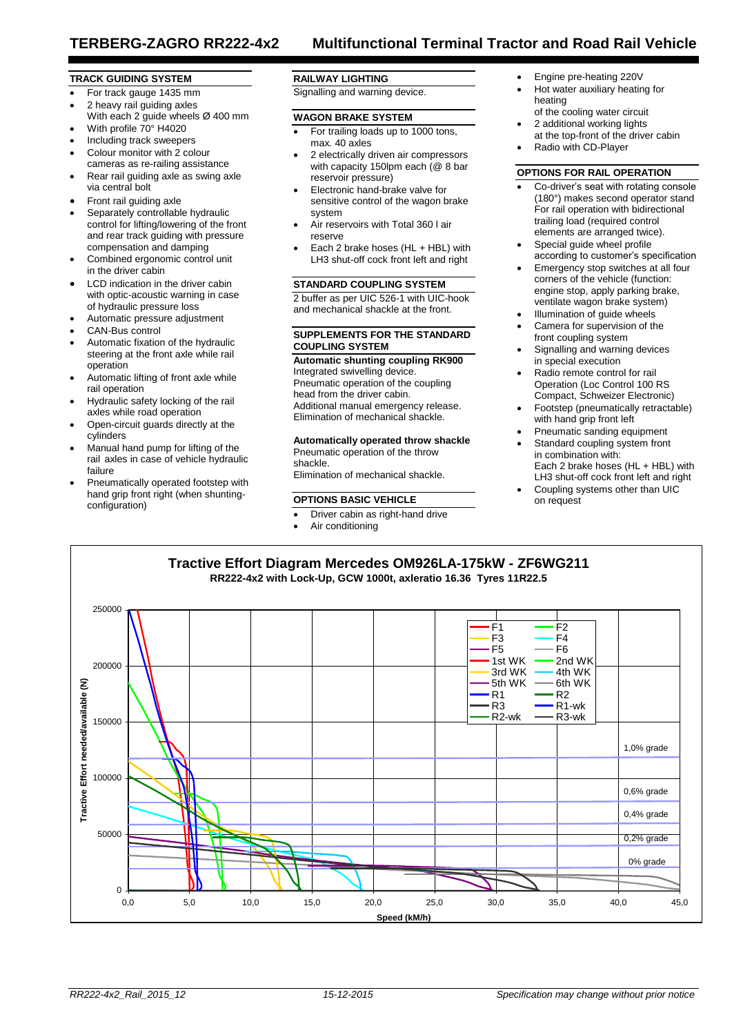# TERBERG-ZAGRO RR222-4x2 Multifunctional Terminal Tractor and Road Rail Vehicle

### TRACK GUIDING SYSTEM

- For track gauge 1435 mm
- 2 heavy rail guiding axles
  With each 2 guide wheels Ø 400 mm
- With profile 70° H4020
- Including track sweepers
- Colour monitor with 2 colour cameras as re-railing assistance
- Rear rail guiding axle as swing axle via central bolt
- Front rail guiding axle
- Separately controllable hydraulic control for lifting/lowering of the front and rear track guiding with pressure compensation and damping
- Combined ergonomic control unit in the driver cabin
- LCD indication in the driver cabin with optic-acoustic warning in case of hydraulic pressure loss
- Automatic pressure adjustment
- CAN-Bus control
- Automatic fixation of the hydraulic steering at the front axle while rail operation
- Automatic lifting of front axle while rail operation
- Hydraulic safety locking of the rail axles while road operation
- Open-circuit guards directly at the cylinders
- Manual hand pump for lifting of the rail axles in case of vehicle hydraulic failure
- Pneumatically operated footstep with hand grip front right (when shunting-configuration)

### RAILWAY LIGHTING

Signalling and warning device.

### WAGON BRAKE SYSTEM

- For trailing loads up to 1000 tons, max. 40 axles
- 2 electrically driven air compressors with capacity 150lpm each (@ 8 bar reservoir pressure)
- Electronic hand-brake valve for sensitive control of the wagon brake system
- Air reservoirs with Total 360 l air reserve
- Each 2 brake hoses (HL + HBL) with LH3 shut-off cock front left and right

### STANDARD COUPLING SYSTEM

2 buffer as per UIC 526-1 with UIC-hook and mechanical shackle at the front.

### SUPPLEMENTS FOR THE STANDARD COUPLING SYSTEM

**Automatic shunting coupling RK900**
Integrated swivelling device.
Pneumatic operation of the coupling head from the driver cabin.
Additional manual emergency release.
Elimination of mechanical shackle.

**Automatically operated throw shackle**
Pneumatic operation of the throw shackle.
Elimination of mechanical shackle.

### OPTIONS BASIC VEHICLE

- Driver cabin as right-hand drive
- Air conditioning
- Engine pre-heating 220V
- Hot water auxiliary heating for heating of the cooling water circuit
- 2 additional working lights at the top-front of the driver cabin
- Radio with CD-Player

### OPTIONS FOR RAIL OPERATION

- Co-driver's seat with rotating console (180°) makes second operator stand For rail operation with bidirectional trailing load (required control elements are arranged twice).
- Special guide wheel profile according to customer's specification
- Emergency stop switches at all four corners of the vehicle (function: engine stop, apply parking brake, ventilate wagon brake system)
- Illumination of guide wheels
- Camera for supervision of the front coupling system
- Signalling and warning devices in special execution
- Radio remote control for rail Operation (Loc Control 100 RS Compact, Schweizer Electronic)
- Footstep (pneumatically retractable) with hand grip front left
- Pneumatic sanding equipment
- Standard coupling system front in combination with:
  Each 2 brake hoses (HL + HBL) with LH3 shut-off cock front left and right
- Coupling systems other than UIC on request

**Tractive Effort Diagram Mercedes OM926LA-175kW - ZF6WG211**
**RR222-4x2 with Lock-Up, GCW 1000t, axleratio 16.36 Tyres 11R22.5**

Tractive Effort needed/available (N) vs. Speed (kM/h). Legend: F1, F2, F3, F4, F5, F6, 1st WK, 2nd WK, 3rd WK, 4th WK, 5th WK, 6th WK, R1, R2, R3, R1-wk, R2-wk, R3-wk. Grade lines: 1,0% grade; 0,6% grade; 0,4% grade; 0,2% grade; 0% grade.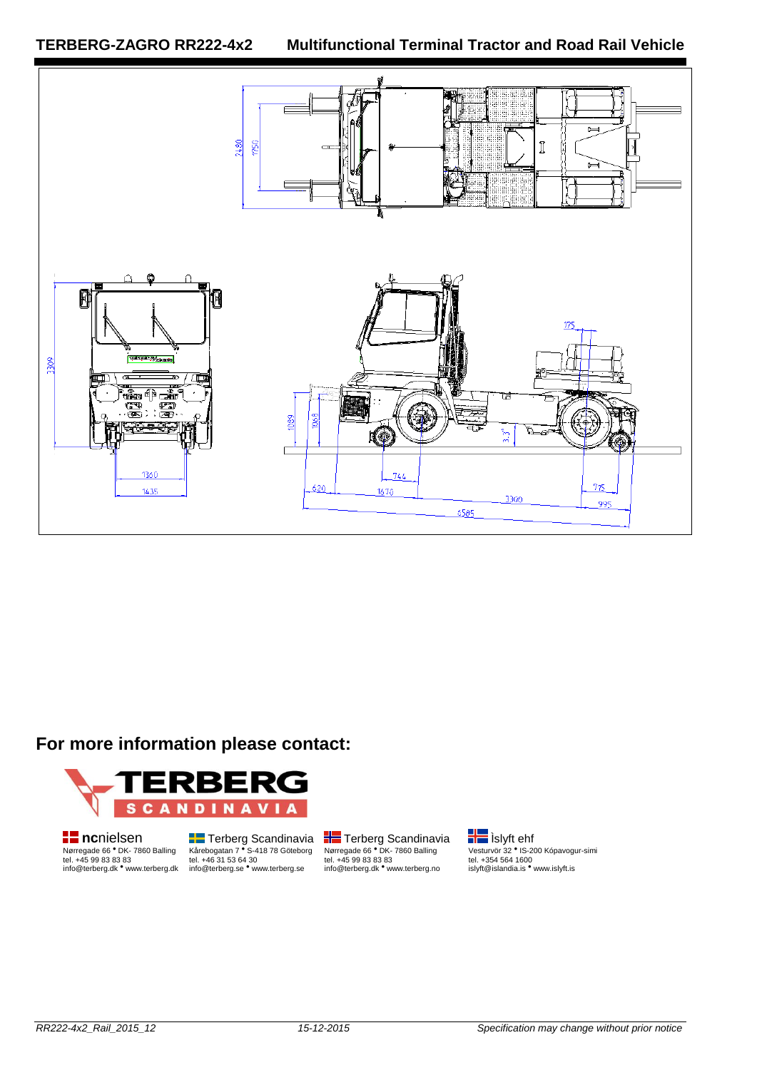**TERBERG-ZAGRO RR222-4x2 Multifunctional Terminal Tractor and Road Rail Vehicle**

2480
1750
3309
1360
1435
175
1089
1068
3.3°
744
620
1670
3300
775
995
6585

## For more information please contact:

TERBERG
SCANDINAVIA

**nc**nielsen
Nørregade 66 • DK- 7860 Balling
tel. +45 99 83 83 83
info@terberg.dk • www.terberg.dk

Terberg Scandinavia
Kårebogatan 7 • S-418 78 Göteborg
tel. +46 31 53 64 30
info@terberg.se • www.terberg.se

Terberg Scandinavia
Nørregade 66 • DK- 7860 Balling
tel. +45 99 83 83 83
info@terberg.dk • www.terberg.no

Ìslyft ehf
Vesturvör 32 • IS-200 Kópavogur-simi
tel. +354 564 1600
islyft@islandia.is • www.islyft.is

*RR222-4x2_Rail_2015_12* *15-12-2015* *Specification may change without prior notice*